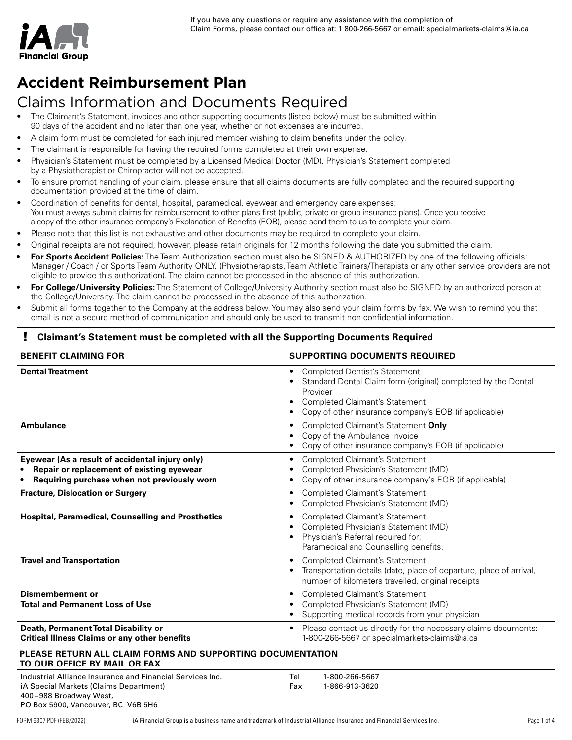If you have any questions or require any assistance with the completion of Claim Forms, please contact our office at: 1 800-266-5667 or email: specialmarkets-claims@ia.ca

# Accident Reimbursement Plan

## Claims Information and Documents Required

- The Claimant's Statement, invoices and other supporting documents (listed below) must be submitted within 90 days of the accident and no later than one year, whether or not expenses are incurred.
- A claim form must be completed for each injured member wishing to claim benefits under the policy.
- The claimant is responsible for having the required forms completed at their own expense.
- Physician's Statement must be completed by a Licensed Medical Doctor (MD). Physician's Statement completed by a Physiotherapist or Chiropractor will not be accepted.
- To ensure prompt handling of your claim, please ensure that all claims documents are fully completed and the required supporting documentation provided at the time of claim.
- Coordination of benefits for dental, hospital, paramedical, eyewear and emergency care expenses: You must always submit claims for reimbursement to other plans first (public, private or group insurance plans). Once you receive a copy of the other insurance company's Explanation of Benefits (EOB), please send them to us to complete your claim.
- Please note that this list is not exhaustive and other documents may be required to complete your claim.
- Original receipts are not required, however, please retain originals for 12 months following the date you submitted the claim.
- **For Sports Accident Policies:** The Team Authorization section must also be SIGNED & AUTHORIZED by one of the following officials: Manager / Coach / or Sports Team Authority ONLY. (Physiotherapists, Team Athletic Trainers/Therapists or any other service providers are not eligible to provide this authorization). The claim cannot be processed in the absence of this authorization.
- **For College/University Policies:** The Statement of College/University Authority section must also be SIGNED by an authorized person at the College/University. The claim cannot be processed in the absence of this authorization.
- Submit all forms together to the Company at the address below. You may also send your claim forms by fax. We wish to remind you that email is not a secure method of communication and should only be used to transmit non-confidential information.

**! Claimant's Statement must be completed with all the Supporting Documents Required**

| BENEFIT CLAIMING FOR | SUPPORTING DOCUMENTS REQUIRED |
|---|---|
| **Dental Treatment** | • Completed Dentist's Statement<br>• Standard Dental Claim form (original) completed by the Dental Provider<br>• Completed Claimant's Statement<br>• Copy of other insurance company's EOB (if applicable) |
| **Ambulance** | • Completed Claimant's Statement **Only**<br>• Copy of the Ambulance Invoice<br>• Copy of other insurance company's EOB (if applicable) |
| **Eyewear (As a result of accidental injury only)**<br>• **Repair or replacement of existing eyewear**<br>• **Requiring purchase when not previously worn** | • Completed Claimant's Statement<br>• Completed Physician's Statement (MD)<br>• Copy of other insurance company's EOB (if applicable) |
| **Fracture, Dislocation or Surgery** | • Completed Claimant's Statement<br>• Completed Physician's Statement (MD) |
| **Hospital, Paramedical, Counselling and Prosthetics** | • Completed Claimant's Statement<br>• Completed Physician's Statement (MD)<br>• Physician's Referral required for: Paramedical and Counselling benefits. |
| **Travel and Transportation** | • Completed Claimant's Statement<br>• Transportation details (date, place of departure, place of arrival, number of kilometers travelled, original receipts |
| **Dismemberment or**<br>**Total and Permanent Loss of Use** | • Completed Claimant's Statement<br>• Completed Physician's Statement (MD)<br>• Supporting medical records from your physician |
| **Death, Permanent Total Disability or**<br>**Critical Illness Claims or any other benefits** | • Please contact us directly for the necessary claims documents: 1-800-266-5667 or specialmarkets-claims@ia.ca |

**PLEASE RETURN ALL CLAIM FORMS AND SUPPORTING DOCUMENTATION TO OUR OFFICE BY MAIL OR FAX**

Industrial Alliance Insurance and Financial Services Inc.
iA Special Markets (Claims Department)
400–988 Broadway West,
PO Box 5900, Vancouver, BC V6B 5H6

Tel 1-800-266-5667
Fax 1-866-913-3620

FORM 6307 PDF (FEB/2022) iA Financial Group is a business name and trademark of Industrial Alliance Insurance and Financial Services Inc.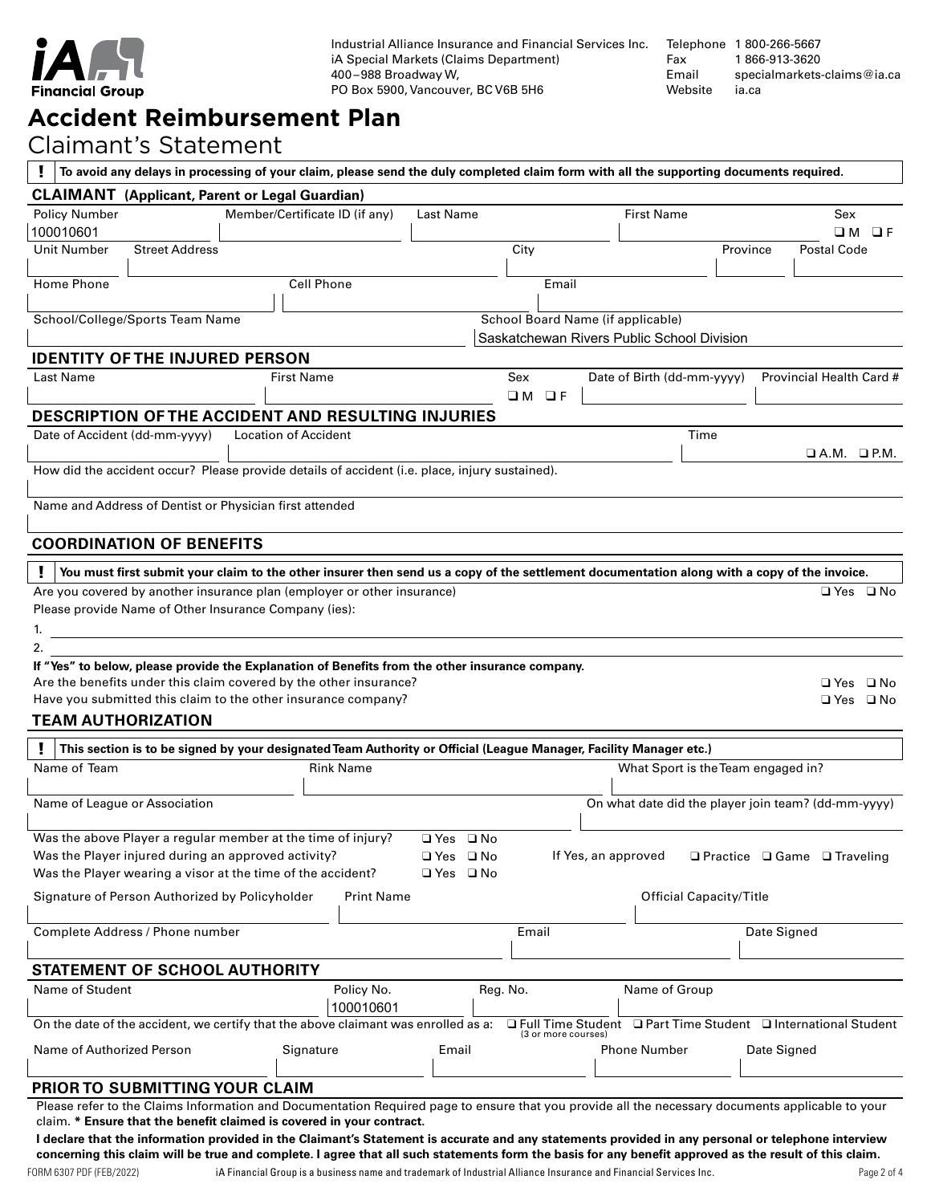Industrial Alliance Insurance and Financial Services Inc.
iA Special Markets (Claims Department)
400–988 Broadway W,
PO Box 5900, Vancouver, BC V6B 5H6

Telephone 1 800-266-5667
Fax 1 866-913-3620
Email specialmarkets-claims@ia.ca
Website ia.ca

# Accident Reimbursement Plan

## Claimant's Statement

**! To avoid any delays in processing of your claim, please send the duly completed claim form with all the supporting documents required.**

### CLAIMANT (Applicant, Parent or Legal Guardian)

| Policy Number | Member/Certificate ID (if any) | Last Name | First Name | Sex |
|---|---|---|---|---|
| 100010601 | | | | ❑ M ❑ F |

| Unit Number | Street Address | City | Province | Postal Code |
|---|---|---|---|---|
| | | | | |

| Home Phone | Cell Phone | Email |
|---|---|---|
| | | |

| School/College/Sports Team Name | School Board Name (if applicable) |
|---|---|
| | Saskatchewan Rivers Public School Division |

### IDENTITY OF THE INJURED PERSON

| Last Name | First Name | Sex | Date of Birth (dd-mm-yyyy) | Provincial Health Card # |
|---|---|---|---|---|
| | | ❑ M ❑ F | | |

### DESCRIPTION OF THE ACCIDENT AND RESULTING INJURIES

| Date of Accident (dd-mm-yyyy) | Location of Accident | Time |
|---|---|---|
| | | ❑ A.M. ❑ P.M. |

How did the accident occur? Please provide details of accident (i.e. place, injury sustained).

Name and Address of Dentist or Physician first attended

### COORDINATION OF BENEFITS

**! You must first submit your claim to the other insurer then send us a copy of the settlement documentation along with a copy of the invoice.**

Are you covered by another insurance plan (employer or other insurance) ❑ Yes ❑ No

Please provide Name of Other Insurance Company (ies):

1.

2.

**If "Yes" to below, please provide the Explanation of Benefits from the other insurance company.**

Are the benefits under this claim covered by the other insurance? ❑ Yes ❑ No

Have you submitted this claim to the other insurance company? ❑ Yes ❑ No

### TEAM AUTHORIZATION

**! This section is to be signed by your designated Team Authority or Official (League Manager, Facility Manager etc.)**

| Name of Team | Rink Name | What Sport is the Team engaged in? |
|---|---|---|
| | | |

| Name of League or Association | On what date did the player join team? (dd-mm-yyyy) |
|---|---|
| | |

Was the above Player a regular member at the time of injury? ❑ Yes ❑ No

Was the Player injured during an approved activity? ❑ Yes ❑ No If Yes, an approved ❑ Practice ❑ Game ❑ Traveling

Was the Player wearing a visor at the time of the accident? ❑ Yes ❑ No

| Signature of Person Authorized by Policyholder | Print Name | Official Capacity/Title |
|---|---|---|
| | | |

| Complete Address / Phone number | Email | Date Signed |
|---|---|---|
| | | |

### STATEMENT OF SCHOOL AUTHORITY

| Name of Student | Policy No. | Reg. No. | Name of Group |
|---|---|---|---|
| | 100010601 | | |

On the date of the accident, we certify that the above claimant was enrolled as a: ❑ Full Time Student (3 or more courses) ❑ Part Time Student ❑ International Student

| Name of Authorized Person | Signature | Email | Phone Number | Date Signed |
|---|---|---|---|---|
| | | | | |

### PRIOR TO SUBMITTING YOUR CLAIM

Please refer to the Claims Information and Documentation Required page to ensure that you provide all the necessary documents applicable to your claim. **\* Ensure that the benefit claimed is covered in your contract.**

**I declare that the information provided in the Claimant's Statement is accurate and any statements provided in any personal or telephone interview concerning this claim will be true and complete. I agree that all such statements form the basis for any benefit approved as the result of this claim.**

FORM 6307 PDF (FEB/2022) iA Financial Group is a business name and trademark of Industrial Alliance Insurance and Financial Services Inc.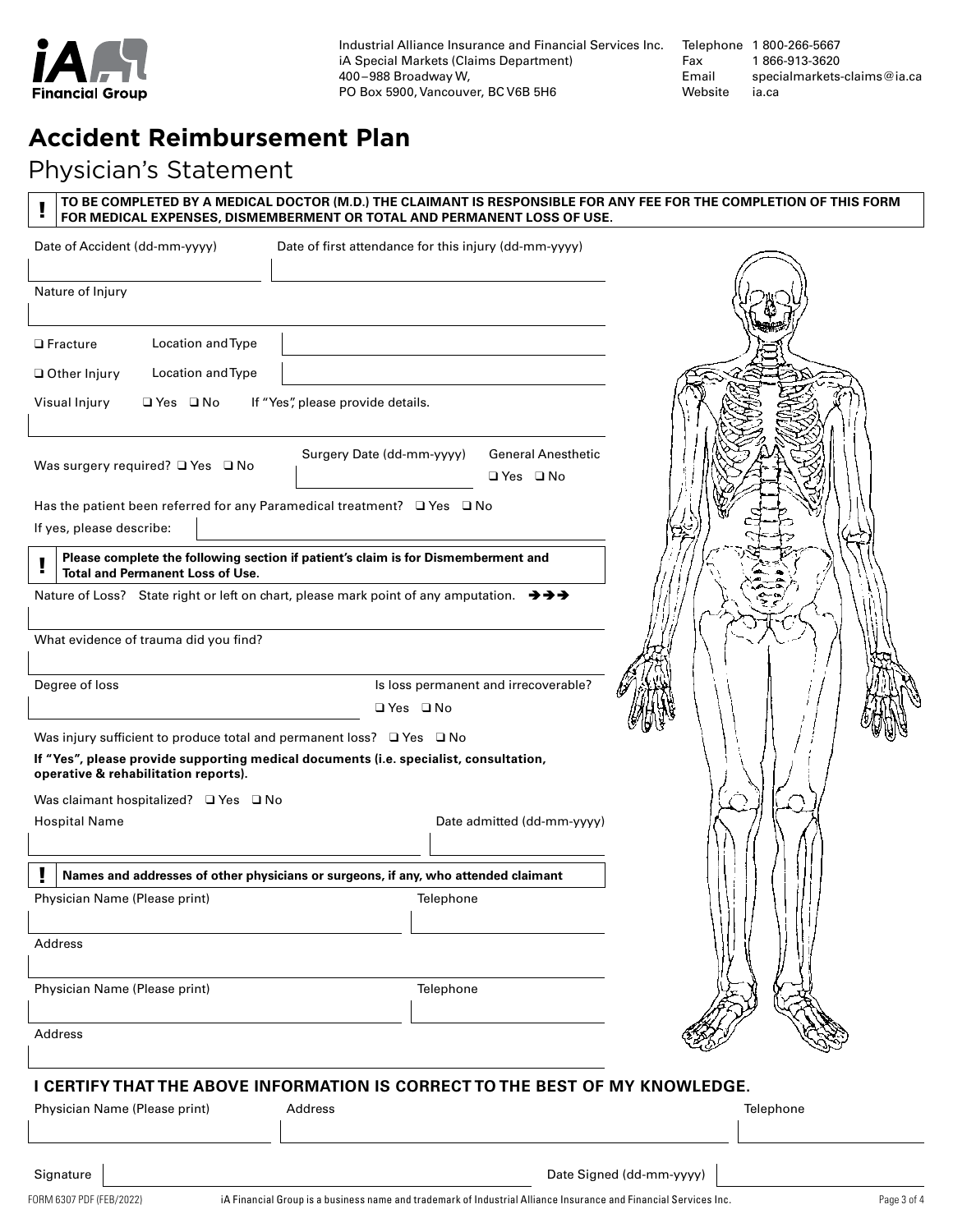Industrial Alliance Insurance and Financial Services Inc.
iA Special Markets (Claims Department)
400–988 Broadway W,
PO Box 5900, Vancouver, BC V6B 5H6

Telephone 1 800-266-5667
Fax 1 866-913-3620
Email specialmarkets-claims@ia.ca
Website ia.ca

# Accident Reimbursement Plan

## Physician's Statement

**! TO BE COMPLETED BY A MEDICAL DOCTOR (M.D.) THE CLAIMANT IS RESPONSIBLE FOR ANY FEE FOR THE COMPLETION OF THIS FORM FOR MEDICAL EXPENSES, DISMEMBERMENT OR TOTAL AND PERMANENT LOSS OF USE.**

Date of Accident (dd-mm-yyyy) ____________ Date of first attendance for this injury (dd-mm-yyyy) ____________

Nature of Injury ____________

❑ Fracture Location and Type ____________

❑ Other Injury Location and Type ____________

Visual Injury ❑ Yes ❑ No If "Yes", please provide details. ____________

Was surgery required? ❑ Yes ❑ No Surgery Date (dd-mm-yyyy) ____________ General Anesthetic ❑ Yes ❑ No

Has the patient been referred for any Paramedical treatment? ❑ Yes ❑ No

If yes, please describe: ____________

**! Please complete the following section if patient's claim is for Dismemberment and Total and Permanent Loss of Use.**

Nature of Loss? State right or left on chart, please mark point of any amputation. ➔➔➔

____________

What evidence of trauma did you find? ____________

Degree of loss ____________ Is loss permanent and irrecoverable? ❑ Yes ❑ No

Was injury sufficient to produce total and permanent loss? ❑ Yes ❑ No

**If "Yes", please provide supporting medical documents (i.e. specialist, consultation, operative & rehabilitation reports).**

Was claimant hospitalized? ❑ Yes ❑ No

Hospital Name ____________ Date admitted (dd-mm-yyyy) ____________

**! Names and addresses of other physicians or surgeons, if any, who attended claimant**

Physician Name (Please print) ____________ Telephone ____________

Address ____________

Physician Name (Please print) ____________ Telephone ____________

Address ____________

### I CERTIFY THAT THE ABOVE INFORMATION IS CORRECT TO THE BEST OF MY KNOWLEDGE.

Physician Name (Please print) ____________ Address ____________ Telephone ____________

Signature ____________ Date Signed (dd-mm-yyyy) ____________

FORM 6307 PDF (FEB/2022)

iA Financial Group is a business name and trademark of Industrial Alliance Insurance and Financial Services Inc.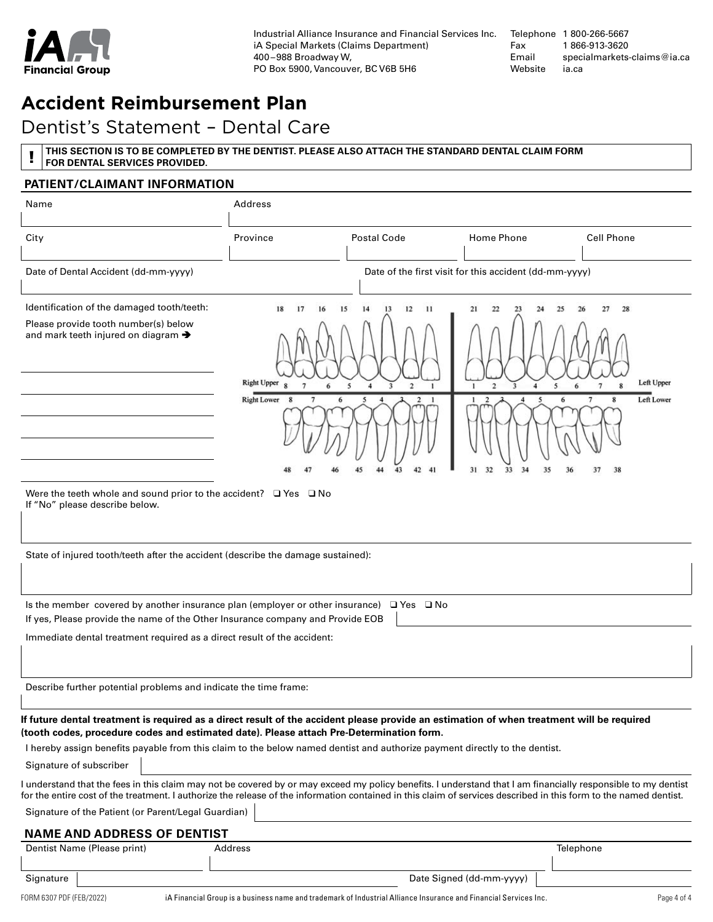Industrial Alliance Insurance and Financial Services Inc.
iA Special Markets (Claims Department)
400–988 Broadway W,
PO Box 5900, Vancouver, BC V6B 5H6

Telephone 1 800-266-5667
Fax 1 866-913-3620
Email specialmarkets-claims@ia.ca
Website ia.ca

# Accident Reimbursement Plan

## Dentist's Statement – Dental Care

**! THIS SECTION IS TO BE COMPLETED BY THE DENTIST. PLEASE ALSO ATTACH THE STANDARD DENTAL CLAIM FORM FOR DENTAL SERVICES PROVIDED.**

### PATIENT/CLAIMANT INFORMATION

Name

Address

City

Province

Postal Code

Home Phone

Cell Phone

Date of Dental Accident (dd-mm-yyyy)

Date of the first visit for this accident (dd-mm-yyyy)

Identification of the damaged tooth/teeth:

Please provide tooth number(s) below and mark teeth injured on diagram ➔

18 17 16 15 14 13 12 11 | 21 22 23 24 25 26 27 28

Right Upper 8 7 6 5 4 3 2 1 | 1 2 3 4 5 6 7 8 Left Upper

Right Lower 8 7 6 5 4 3 2 1 | 1 2 3 4 5 6 7 8 Left Lower

48 47 46 45 44 43 42 41 | 31 32 33 34 35 36 37 38

Were the teeth whole and sound prior to the accident? ❑ Yes ❑ No

If "No" please describe below.

State of injured tooth/teeth after the accident (describe the damage sustained):

Is the member covered by another insurance plan (employer or other insurance) ❑ Yes ❑ No

If yes, Please provide the name of the Other Insurance company and Provide EOB

Immediate dental treatment required as a direct result of the accident:

Describe further potential problems and indicate the time frame:

**If future dental treatment is required as a direct result of the accident please provide an estimation of when treatment will be required (tooth codes, procedure codes and estimated date). Please attach Pre-Determination form.**

I hereby assign benefits payable from this claim to the below named dentist and authorize payment directly to the dentist.

Signature of subscriber

I understand that the fees in this claim may not be covered by or may exceed my policy benefits. I understand that I am financially responsible to my dentist for the entire cost of the treatment. I authorize the release of the information contained in this claim of services described in this form to the named dentist.

Signature of the Patient (or Parent/Legal Guardian)

### NAME AND ADDRESS OF DENTIST

Dentist Name (Please print)

Address

Telephone

Signature

Date Signed (dd-mm-yyyy)

FORM 6307 PDF (FEB/2022)

iA Financial Group is a business name and trademark of Industrial Alliance Insurance and Financial Services Inc.